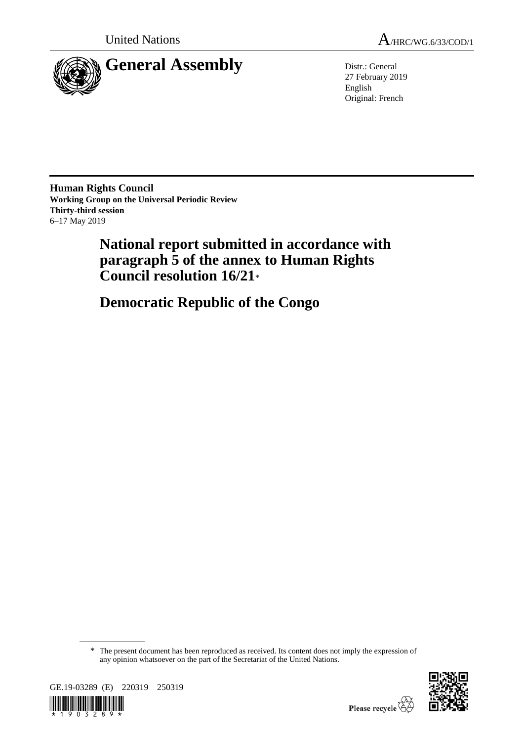United Nations

A/HRC/WG.6/33/COD/1

# General Assembly

Distr.: General
27 February 2019
English
Original: French

**Human Rights Council**
**Working Group on the Universal Periodic Review**
**Thirty-third session**
6–17 May 2019

# National report submitted in accordance with paragraph 5 of the annex to Human Rights Council resolution 16/21*

# Democratic Republic of the Congo

\* The present document has been reproduced as received. Its content does not imply the expression of any opinion whatsoever on the part of the Secretariat of the United Nations.

GE.19-03289 (E) 220319 250319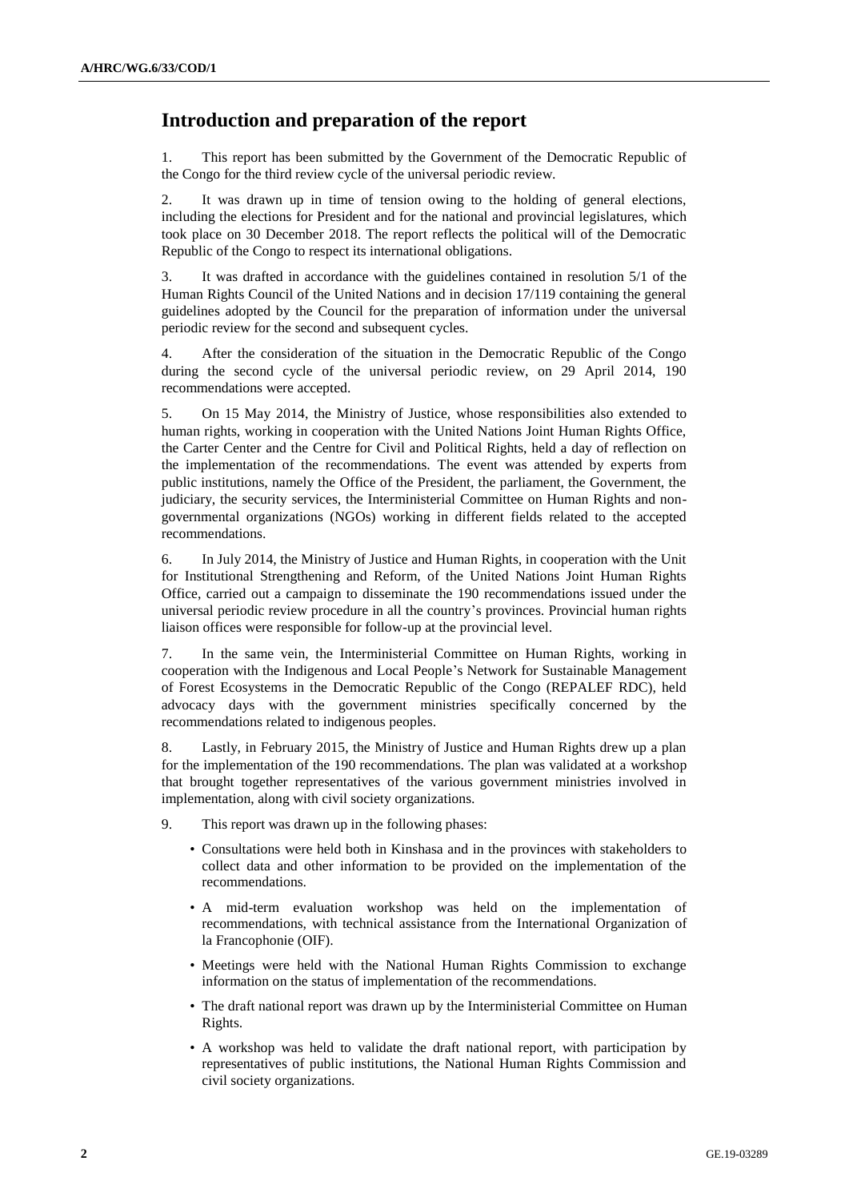## Introduction and preparation of the report

1. This report has been submitted by the Government of the Democratic Republic of the Congo for the third review cycle of the universal periodic review.

2. It was drawn up in time of tension owing to the holding of general elections, including the elections for President and for the national and provincial legislatures, which took place on 30 December 2018. The report reflects the political will of the Democratic Republic of the Congo to respect its international obligations.

3. It was drafted in accordance with the guidelines contained in resolution 5/1 of the Human Rights Council of the United Nations and in decision 17/119 containing the general guidelines adopted by the Council for the preparation of information under the universal periodic review for the second and subsequent cycles.

4. After the consideration of the situation in the Democratic Republic of the Congo during the second cycle of the universal periodic review, on 29 April 2014, 190 recommendations were accepted.

5. On 15 May 2014, the Ministry of Justice, whose responsibilities also extended to human rights, working in cooperation with the United Nations Joint Human Rights Office, the Carter Center and the Centre for Civil and Political Rights, held a day of reflection on the implementation of the recommendations. The event was attended by experts from public institutions, namely the Office of the President, the parliament, the Government, the judiciary, the security services, the Interministerial Committee on Human Rights and non-governmental organizations (NGOs) working in different fields related to the accepted recommendations.

6. In July 2014, the Ministry of Justice and Human Rights, in cooperation with the Unit for Institutional Strengthening and Reform, of the United Nations Joint Human Rights Office, carried out a campaign to disseminate the 190 recommendations issued under the universal periodic review procedure in all the country's provinces. Provincial human rights liaison offices were responsible for follow-up at the provincial level.

7. In the same vein, the Interministerial Committee on Human Rights, working in cooperation with the Indigenous and Local People's Network for Sustainable Management of Forest Ecosystems in the Democratic Republic of the Congo (REPALEF RDC), held advocacy days with the government ministries specifically concerned by the recommendations related to indigenous peoples.

8. Lastly, in February 2015, the Ministry of Justice and Human Rights drew up a plan for the implementation of the 190 recommendations. The plan was validated at a workshop that brought together representatives of the various government ministries involved in implementation, along with civil society organizations.

9. This report was drawn up in the following phases:

- Consultations were held both in Kinshasa and in the provinces with stakeholders to collect data and other information to be provided on the implementation of the recommendations.
- A mid-term evaluation workshop was held on the implementation of recommendations, with technical assistance from the International Organization of la Francophonie (OIF).
- Meetings were held with the National Human Rights Commission to exchange information on the status of implementation of the recommendations.
- The draft national report was drawn up by the Interministerial Committee on Human Rights.
- A workshop was held to validate the draft national report, with participation by representatives of public institutions, the National Human Rights Commission and civil society organizations.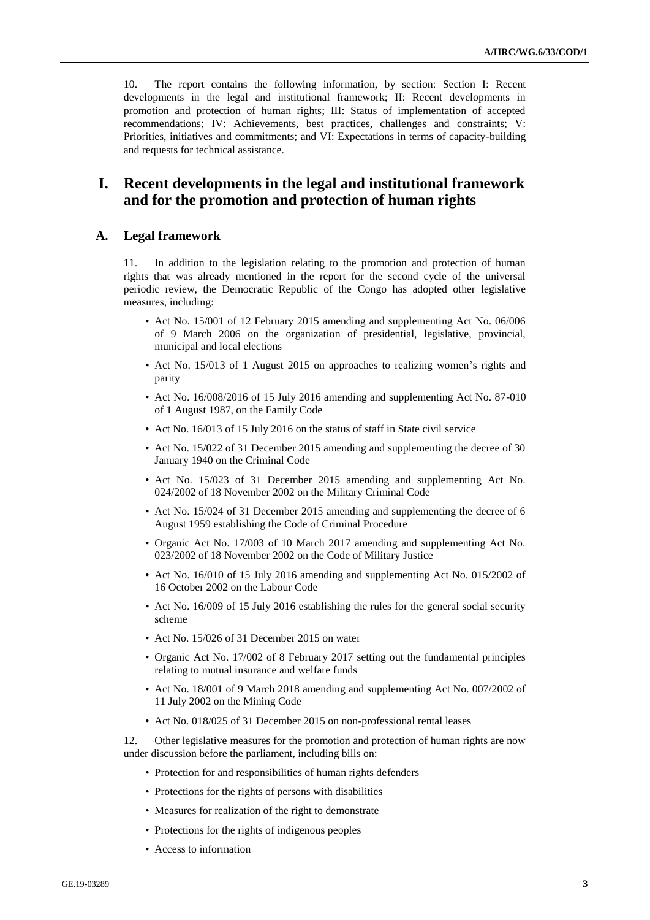10. The report contains the following information, by section: Section I: Recent developments in the legal and institutional framework; II: Recent developments in promotion and protection of human rights; III: Status of implementation of accepted recommendations; IV: Achievements, best practices, challenges and constraints; V: Priorities, initiatives and commitments; and VI: Expectations in terms of capacity-building and requests for technical assistance.

# I. Recent developments in the legal and institutional framework and for the promotion and protection of human rights

## A. Legal framework

11. In addition to the legislation relating to the promotion and protection of human rights that was already mentioned in the report for the second cycle of the universal periodic review, the Democratic Republic of the Congo has adopted other legislative measures, including:

- Act No. 15/001 of 12 February 2015 amending and supplementing Act No. 06/006 of 9 March 2006 on the organization of presidential, legislative, provincial, municipal and local elections
- Act No. 15/013 of 1 August 2015 on approaches to realizing women's rights and parity
- Act No. 16/008/2016 of 15 July 2016 amending and supplementing Act No. 87-010 of 1 August 1987, on the Family Code
- Act No. 16/013 of 15 July 2016 on the status of staff in State civil service
- Act No. 15/022 of 31 December 2015 amending and supplementing the decree of 30 January 1940 on the Criminal Code
- Act No. 15/023 of 31 December 2015 amending and supplementing Act No. 024/2002 of 18 November 2002 on the Military Criminal Code
- Act No. 15/024 of 31 December 2015 amending and supplementing the decree of 6 August 1959 establishing the Code of Criminal Procedure
- Organic Act No. 17/003 of 10 March 2017 amending and supplementing Act No. 023/2002 of 18 November 2002 on the Code of Military Justice
- Act No. 16/010 of 15 July 2016 amending and supplementing Act No. 015/2002 of 16 October 2002 on the Labour Code
- Act No. 16/009 of 15 July 2016 establishing the rules for the general social security scheme
- Act No. 15/026 of 31 December 2015 on water
- Organic Act No. 17/002 of 8 February 2017 setting out the fundamental principles relating to mutual insurance and welfare funds
- Act No. 18/001 of 9 March 2018 amending and supplementing Act No. 007/2002 of 11 July 2002 on the Mining Code
- Act No. 018/025 of 31 December 2015 on non-professional rental leases

12. Other legislative measures for the promotion and protection of human rights are now under discussion before the parliament, including bills on:

- Protection for and responsibilities of human rights defenders
- Protections for the rights of persons with disabilities
- Measures for realization of the right to demonstrate
- Protections for the rights of indigenous peoples
- Access to information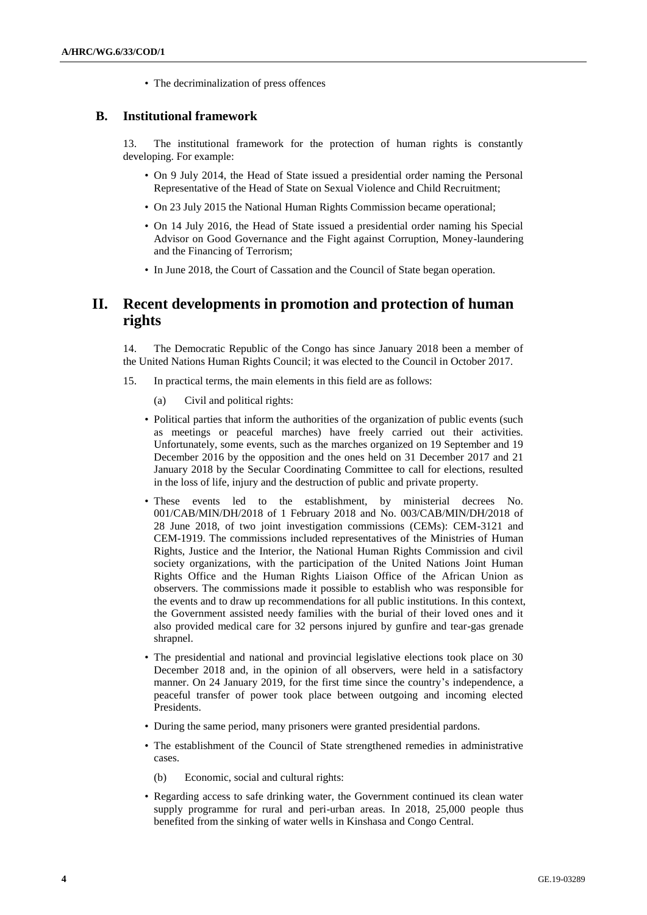- The decriminalization of press offences

## B. Institutional framework

13. The institutional framework for the protection of human rights is constantly developing. For example:

- On 9 July 2014, the Head of State issued a presidential order naming the Personal Representative of the Head of State on Sexual Violence and Child Recruitment;
- On 23 July 2015 the National Human Rights Commission became operational;
- On 14 July 2016, the Head of State issued a presidential order naming his Special Advisor on Good Governance and the Fight against Corruption, Money-laundering and the Financing of Terrorism;
- In June 2018, the Court of Cassation and the Council of State began operation.

# II. Recent developments in promotion and protection of human rights

14. The Democratic Republic of the Congo has since January 2018 been a member of the United Nations Human Rights Council; it was elected to the Council in October 2017.

15. In practical terms, the main elements in this field are as follows:

(a) Civil and political rights:

- Political parties that inform the authorities of the organization of public events (such as meetings or peaceful marches) have freely carried out their activities. Unfortunately, some events, such as the marches organized on 19 September and 19 December 2016 by the opposition and the ones held on 31 December 2017 and 21 January 2018 by the Secular Coordinating Committee to call for elections, resulted in the loss of life, injury and the destruction of public and private property.
- These events led to the establishment, by ministerial decrees No. 001/CAB/MIN/DH/2018 of 1 February 2018 and No. 003/CAB/MIN/DH/2018 of 28 June 2018, of two joint investigation commissions (CEMs): CEM-3121 and CEM-1919. The commissions included representatives of the Ministries of Human Rights, Justice and the Interior, the National Human Rights Commission and civil society organizations, with the participation of the United Nations Joint Human Rights Office and the Human Rights Liaison Office of the African Union as observers. The commissions made it possible to establish who was responsible for the events and to draw up recommendations for all public institutions. In this context, the Government assisted needy families with the burial of their loved ones and it also provided medical care for 32 persons injured by gunfire and tear-gas grenade shrapnel.
- The presidential and national and provincial legislative elections took place on 30 December 2018 and, in the opinion of all observers, were held in a satisfactory manner. On 24 January 2019, for the first time since the country's independence, a peaceful transfer of power took place between outgoing and incoming elected Presidents.
- During the same period, many prisoners were granted presidential pardons.
- The establishment of the Council of State strengthened remedies in administrative cases.

(b) Economic, social and cultural rights:

- Regarding access to safe drinking water, the Government continued its clean water supply programme for rural and peri-urban areas. In 2018, 25,000 people thus benefited from the sinking of water wells in Kinshasa and Congo Central.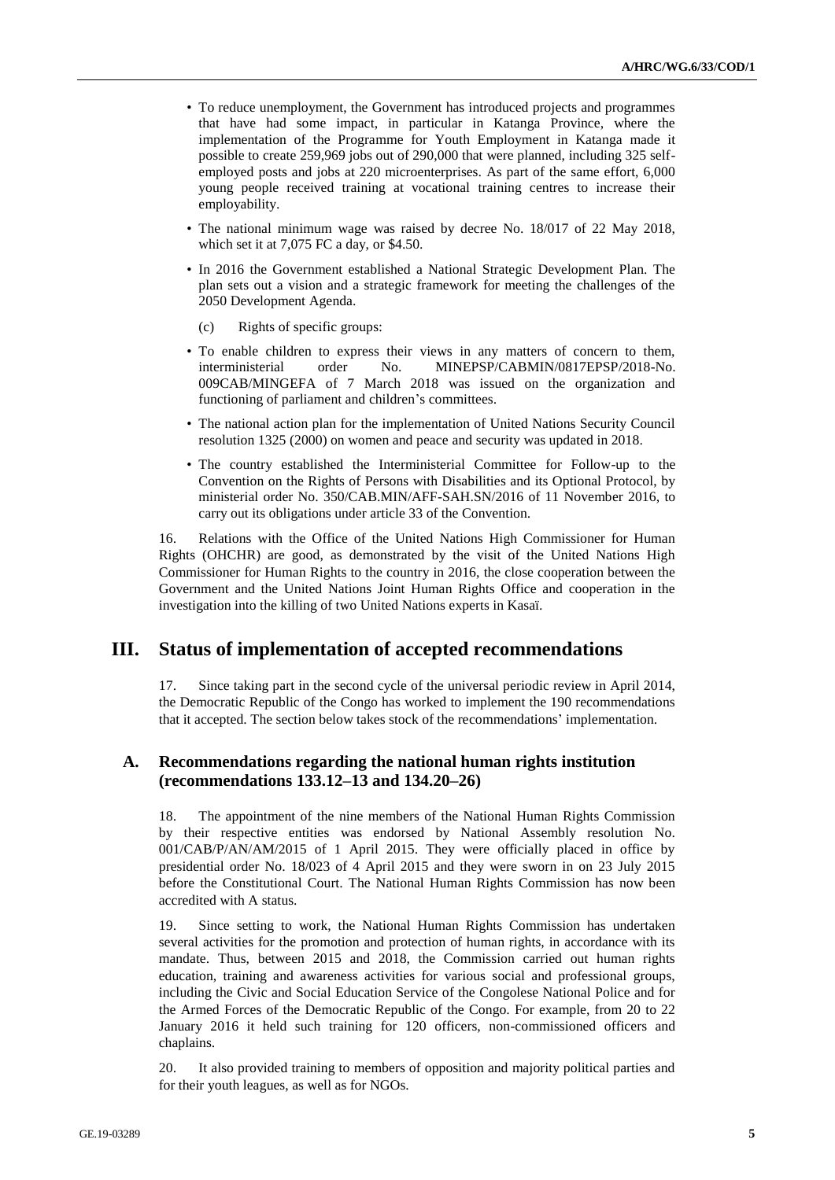- To reduce unemployment, the Government has introduced projects and programmes that have had some impact, in particular in Katanga Province, where the implementation of the Programme for Youth Employment in Katanga made it possible to create 259,969 jobs out of 290,000 that were planned, including 325 self-employed posts and jobs at 220 microenterprises. As part of the same effort, 6,000 young people received training at vocational training centres to increase their employability.
- The national minimum wage was raised by decree No. 18/017 of 22 May 2018, which set it at 7,075 FC a day, or $4.50.
- In 2016 the Government established a National Strategic Development Plan. The plan sets out a vision and a strategic framework for meeting the challenges of the 2050 Development Agenda.

(c) Rights of specific groups:

- To enable children to express their views in any matters of concern to them, interministerial order No. MINEPSP/CABMIN/0817EPSP/2018-No. 009CAB/MINGEFA of 7 March 2018 was issued on the organization and functioning of parliament and children's committees.
- The national action plan for the implementation of United Nations Security Council resolution 1325 (2000) on women and peace and security was updated in 2018.
- The country established the Interministerial Committee for Follow-up to the Convention on the Rights of Persons with Disabilities and its Optional Protocol, by ministerial order No. 350/CAB.MIN/AFF-SAH.SN/2016 of 11 November 2016, to carry out its obligations under article 33 of the Convention.

16. Relations with the Office of the United Nations High Commissioner for Human Rights (OHCHR) are good, as demonstrated by the visit of the United Nations High Commissioner for Human Rights to the country in 2016, the close cooperation between the Government and the United Nations Joint Human Rights Office and cooperation in the investigation into the killing of two United Nations experts in Kasaï.

# III. Status of implementation of accepted recommendations

17. Since taking part in the second cycle of the universal periodic review in April 2014, the Democratic Republic of the Congo has worked to implement the 190 recommendations that it accepted. The section below takes stock of the recommendations' implementation.

## A. Recommendations regarding the national human rights institution (recommendations 133.12–13 and 134.20–26)

18. The appointment of the nine members of the National Human Rights Commission by their respective entities was endorsed by National Assembly resolution No. 001/CAB/P/AN/AM/2015 of 1 April 2015. They were officially placed in office by presidential order No. 18/023 of 4 April 2015 and they were sworn in on 23 July 2015 before the Constitutional Court. The National Human Rights Commission has now been accredited with A status.

19. Since setting to work, the National Human Rights Commission has undertaken several activities for the promotion and protection of human rights, in accordance with its mandate. Thus, between 2015 and 2018, the Commission carried out human rights education, training and awareness activities for various social and professional groups, including the Civic and Social Education Service of the Congolese National Police and for the Armed Forces of the Democratic Republic of the Congo. For example, from 20 to 22 January 2016 it held such training for 120 officers, non-commissioned officers and chaplains.

20. It also provided training to members of opposition and majority political parties and for their youth leagues, as well as for NGOs.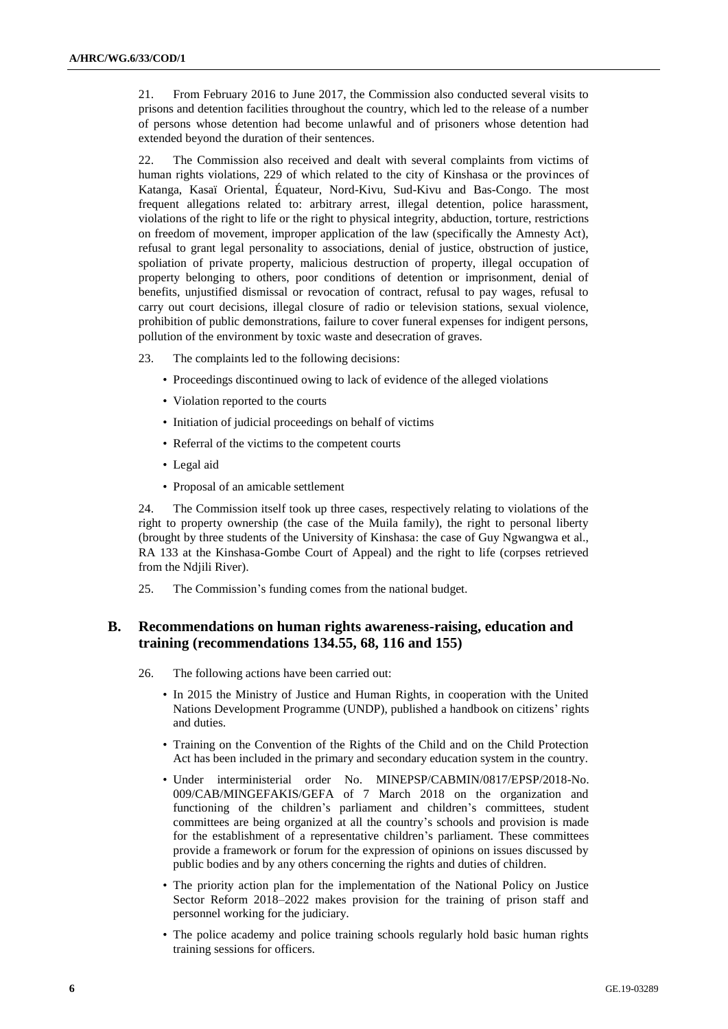21. From February 2016 to June 2017, the Commission also conducted several visits to prisons and detention facilities throughout the country, which led to the release of a number of persons whose detention had become unlawful and of prisoners whose detention had extended beyond the duration of their sentences.

22. The Commission also received and dealt with several complaints from victims of human rights violations, 229 of which related to the city of Kinshasa or the provinces of Katanga, Kasaï Oriental, Équateur, Nord-Kivu, Sud-Kivu and Bas-Congo. The most frequent allegations related to: arbitrary arrest, illegal detention, police harassment, violations of the right to life or the right to physical integrity, abduction, torture, restrictions on freedom of movement, improper application of the law (specifically the Amnesty Act), refusal to grant legal personality to associations, denial of justice, obstruction of justice, spoliation of private property, malicious destruction of property, illegal occupation of property belonging to others, poor conditions of detention or imprisonment, denial of benefits, unjustified dismissal or revocation of contract, refusal to pay wages, refusal to carry out court decisions, illegal closure of radio or television stations, sexual violence, prohibition of public demonstrations, failure to cover funeral expenses for indigent persons, pollution of the environment by toxic waste and desecration of graves.

23. The complaints led to the following decisions:

- Proceedings discontinued owing to lack of evidence of the alleged violations
- Violation reported to the courts
- Initiation of judicial proceedings on behalf of victims
- Referral of the victims to the competent courts
- Legal aid
- Proposal of an amicable settlement

24. The Commission itself took up three cases, respectively relating to violations of the right to property ownership (the case of the Muila family), the right to personal liberty (brought by three students of the University of Kinshasa: the case of Guy Ngwangwa et al., RA 133 at the Kinshasa-Gombe Court of Appeal) and the right to life (corpses retrieved from the Ndjili River).

25. The Commission's funding comes from the national budget.

## B. Recommendations on human rights awareness-raising, education and training (recommendations 134.55, 68, 116 and 155)

26. The following actions have been carried out:

- In 2015 the Ministry of Justice and Human Rights, in cooperation with the United Nations Development Programme (UNDP), published a handbook on citizens' rights and duties.
- Training on the Convention of the Rights of the Child and on the Child Protection Act has been included in the primary and secondary education system in the country.
- Under interministerial order No. MINEPSP/CABMIN/0817/EPSP/2018-No. 009/CAB/MINGEFAKIS/GEFA of 7 March 2018 on the organization and functioning of the children's parliament and children's committees, student committees are being organized at all the country's schools and provision is made for the establishment of a representative children's parliament. These committees provide a framework or forum for the expression of opinions on issues discussed by public bodies and by any others concerning the rights and duties of children.
- The priority action plan for the implementation of the National Policy on Justice Sector Reform 2018–2022 makes provision for the training of prison staff and personnel working for the judiciary.
- The police academy and police training schools regularly hold basic human rights training sessions for officers.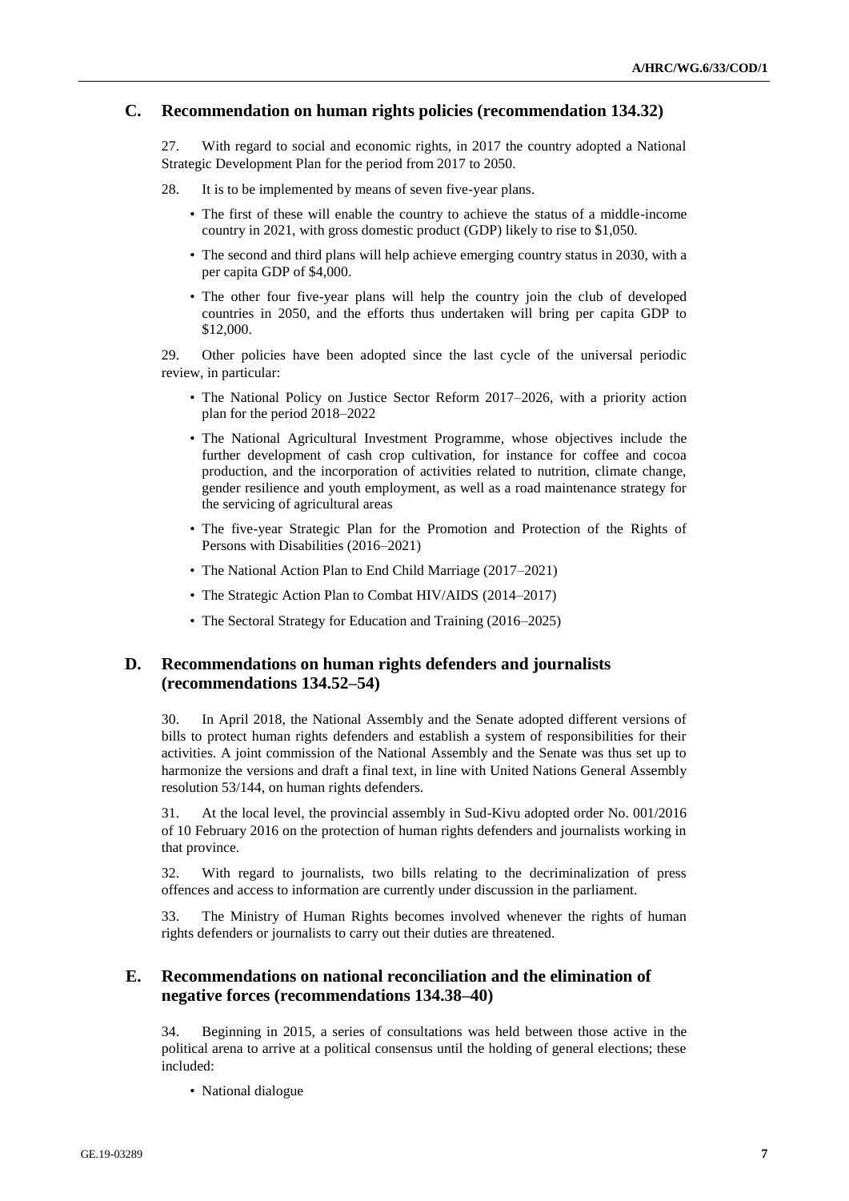## C. Recommendation on human rights policies (recommendation 134.32)

27. With regard to social and economic rights, in 2017 the country adopted a National Strategic Development Plan for the period from 2017 to 2050.

28. It is to be implemented by means of seven five-year plans.

- The first of these will enable the country to achieve the status of a middle-income country in 2021, with gross domestic product (GDP) likely to rise to $1,050.
- The second and third plans will help achieve emerging country status in 2030, with a per capita GDP of $4,000.
- The other four five-year plans will help the country join the club of developed countries in 2050, and the efforts thus undertaken will bring per capita GDP to $12,000.

29. Other policies have been adopted since the last cycle of the universal periodic review, in particular:

- The National Policy on Justice Sector Reform 2017–2026, with a priority action plan for the period 2018–2022
- The National Agricultural Investment Programme, whose objectives include the further development of cash crop cultivation, for instance for coffee and cocoa production, and the incorporation of activities related to nutrition, climate change, gender resilience and youth employment, as well as a road maintenance strategy for the servicing of agricultural areas
- The five-year Strategic Plan for the Promotion and Protection of the Rights of Persons with Disabilities (2016–2021)
- The National Action Plan to End Child Marriage (2017–2021)
- The Strategic Action Plan to Combat HIV/AIDS (2014–2017)
- The Sectoral Strategy for Education and Training (2016–2025)

## D. Recommendations on human rights defenders and journalists (recommendations 134.52–54)

30. In April 2018, the National Assembly and the Senate adopted different versions of bills to protect human rights defenders and establish a system of responsibilities for their activities. A joint commission of the National Assembly and the Senate was thus set up to harmonize the versions and draft a final text, in line with United Nations General Assembly resolution 53/144, on human rights defenders.

31. At the local level, the provincial assembly in Sud-Kivu adopted order No. 001/2016 of 10 February 2016 on the protection of human rights defenders and journalists working in that province.

32. With regard to journalists, two bills relating to the decriminalization of press offences and access to information are currently under discussion in the parliament.

33. The Ministry of Human Rights becomes involved whenever the rights of human rights defenders or journalists to carry out their duties are threatened.

## E. Recommendations on national reconciliation and the elimination of negative forces (recommendations 134.38–40)

34. Beginning in 2015, a series of consultations was held between those active in the political arena to arrive at a political consensus until the holding of general elections; these included:

- National dialogue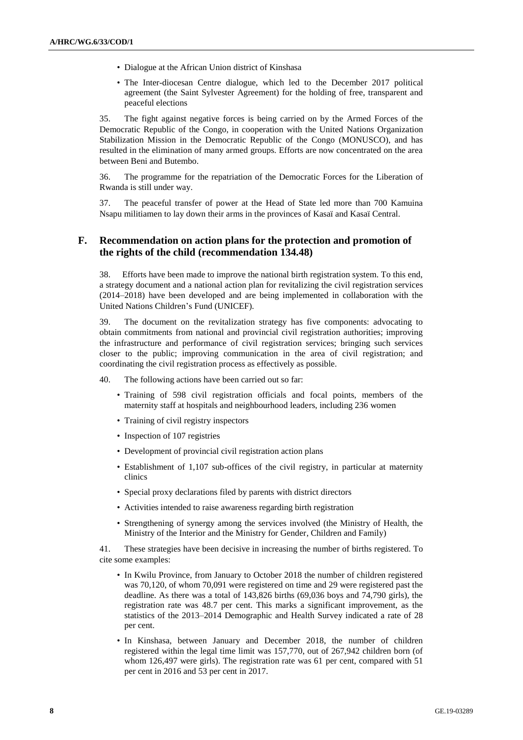- Dialogue at the African Union district of Kinshasa
- The Inter-diocesan Centre dialogue, which led to the December 2017 political agreement (the Saint Sylvester Agreement) for the holding of free, transparent and peaceful elections

35. The fight against negative forces is being carried on by the Armed Forces of the Democratic Republic of the Congo, in cooperation with the United Nations Organization Stabilization Mission in the Democratic Republic of the Congo (MONUSCO), and has resulted in the elimination of many armed groups. Efforts are now concentrated on the area between Beni and Butembo.

36. The programme for the repatriation of the Democratic Forces for the Liberation of Rwanda is still under way.

37. The peaceful transfer of power at the Head of State led more than 700 Kamuina Nsapu militiamen to lay down their arms in the provinces of Kasaï and Kasaï Central.

## F. Recommendation on action plans for the protection and promotion of the rights of the child (recommendation 134.48)

38. Efforts have been made to improve the national birth registration system. To this end, a strategy document and a national action plan for revitalizing the civil registration services (2014–2018) have been developed and are being implemented in collaboration with the United Nations Children's Fund (UNICEF).

39. The document on the revitalization strategy has five components: advocating to obtain commitments from national and provincial civil registration authorities; improving the infrastructure and performance of civil registration services; bringing such services closer to the public; improving communication in the area of civil registration; and coordinating the civil registration process as effectively as possible.

40. The following actions have been carried out so far:

- Training of 598 civil registration officials and focal points, members of the maternity staff at hospitals and neighbourhood leaders, including 236 women
- Training of civil registry inspectors
- Inspection of 107 registries
- Development of provincial civil registration action plans
- Establishment of 1,107 sub-offices of the civil registry, in particular at maternity clinics
- Special proxy declarations filed by parents with district directors
- Activities intended to raise awareness regarding birth registration
- Strengthening of synergy among the services involved (the Ministry of Health, the Ministry of the Interior and the Ministry for Gender, Children and Family)

41. These strategies have been decisive in increasing the number of births registered. To cite some examples:

- In Kwilu Province, from January to October 2018 the number of children registered was 70,120, of whom 70,091 were registered on time and 29 were registered past the deadline. As there was a total of 143,826 births (69,036 boys and 74,790 girls), the registration rate was 48.7 per cent. This marks a significant improvement, as the statistics of the 2013–2014 Demographic and Health Survey indicated a rate of 28 per cent.
- In Kinshasa, between January and December 2018, the number of children registered within the legal time limit was 157,770, out of 267,942 children born (of whom 126,497 were girls). The registration rate was 61 per cent, compared with 51 per cent in 2016 and 53 per cent in 2017.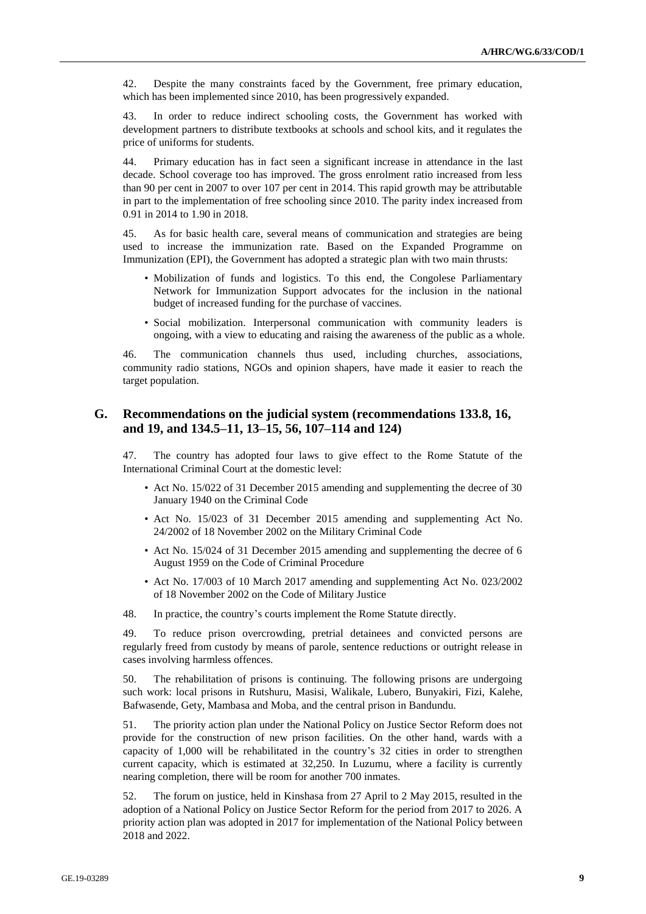42. Despite the many constraints faced by the Government, free primary education, which has been implemented since 2010, has been progressively expanded.

43. In order to reduce indirect schooling costs, the Government has worked with development partners to distribute textbooks at schools and school kits, and it regulates the price of uniforms for students.

44. Primary education has in fact seen a significant increase in attendance in the last decade. School coverage too has improved. The gross enrolment ratio increased from less than 90 per cent in 2007 to over 107 per cent in 2014. This rapid growth may be attributable in part to the implementation of free schooling since 2010. The parity index increased from 0.91 in 2014 to 1.90 in 2018.

45. As for basic health care, several means of communication and strategies are being used to increase the immunization rate. Based on the Expanded Programme on Immunization (EPI), the Government has adopted a strategic plan with two main thrusts:

- Mobilization of funds and logistics. To this end, the Congolese Parliamentary Network for Immunization Support advocates for the inclusion in the national budget of increased funding for the purchase of vaccines.
- Social mobilization. Interpersonal communication with community leaders is ongoing, with a view to educating and raising the awareness of the public as a whole.

46. The communication channels thus used, including churches, associations, community radio stations, NGOs and opinion shapers, have made it easier to reach the target population.

## G. Recommendations on the judicial system (recommendations 133.8, 16, and 19, and 134.5–11, 13–15, 56, 107–114 and 124)

47. The country has adopted four laws to give effect to the Rome Statute of the International Criminal Court at the domestic level:

- Act No. 15/022 of 31 December 2015 amending and supplementing the decree of 30 January 1940 on the Criminal Code
- Act No. 15/023 of 31 December 2015 amending and supplementing Act No. 24/2002 of 18 November 2002 on the Military Criminal Code
- Act No. 15/024 of 31 December 2015 amending and supplementing the decree of 6 August 1959 on the Code of Criminal Procedure
- Act No. 17/003 of 10 March 2017 amending and supplementing Act No. 023/2002 of 18 November 2002 on the Code of Military Justice

48. In practice, the country's courts implement the Rome Statute directly.

49. To reduce prison overcrowding, pretrial detainees and convicted persons are regularly freed from custody by means of parole, sentence reductions or outright release in cases involving harmless offences.

50. The rehabilitation of prisons is continuing. The following prisons are undergoing such work: local prisons in Rutshuru, Masisi, Walikale, Lubero, Bunyakiri, Fizi, Kalehe, Bafwasende, Gety, Mambasa and Moba, and the central prison in Bandundu.

51. The priority action plan under the National Policy on Justice Sector Reform does not provide for the construction of new prison facilities. On the other hand, wards with a capacity of 1,000 will be rehabilitated in the country's 32 cities in order to strengthen current capacity, which is estimated at 32,250. In Luzumu, where a facility is currently nearing completion, there will be room for another 700 inmates.

52. The forum on justice, held in Kinshasa from 27 April to 2 May 2015, resulted in the adoption of a National Policy on Justice Sector Reform for the period from 2017 to 2026. A priority action plan was adopted in 2017 for implementation of the National Policy between 2018 and 2022.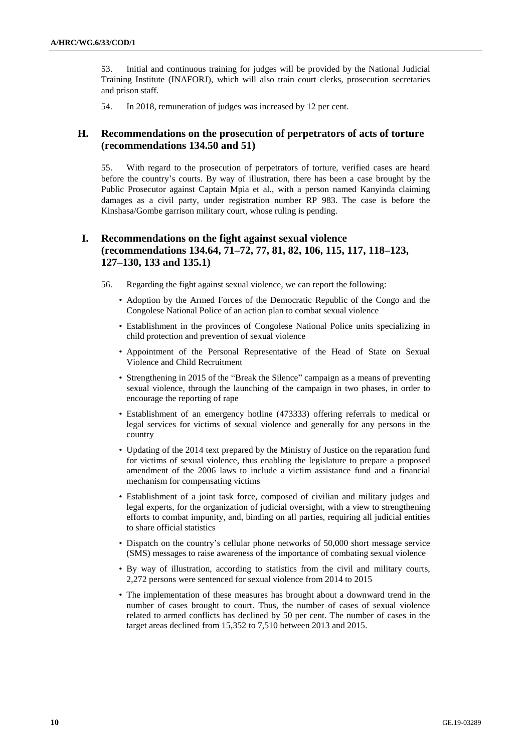53. Initial and continuous training for judges will be provided by the National Judicial Training Institute (INAFORJ), which will also train court clerks, prosecution secretaries and prison staff.

54. In 2018, remuneration of judges was increased by 12 per cent.

## H. Recommendations on the prosecution of perpetrators of acts of torture (recommendations 134.50 and 51)

55. With regard to the prosecution of perpetrators of torture, verified cases are heard before the country's courts. By way of illustration, there has been a case brought by the Public Prosecutor against Captain Mpia et al., with a person named Kanyinda claiming damages as a civil party, under registration number RP 983. The case is before the Kinshasa/Gombe garrison military court, whose ruling is pending.

## I. Recommendations on the fight against sexual violence (recommendations 134.64, 71–72, 77, 81, 82, 106, 115, 117, 118–123, 127–130, 133 and 135.1)

56. Regarding the fight against sexual violence, we can report the following:

- Adoption by the Armed Forces of the Democratic Republic of the Congo and the Congolese National Police of an action plan to combat sexual violence
- Establishment in the provinces of Congolese National Police units specializing in child protection and prevention of sexual violence
- Appointment of the Personal Representative of the Head of State on Sexual Violence and Child Recruitment
- Strengthening in 2015 of the "Break the Silence" campaign as a means of preventing sexual violence, through the launching of the campaign in two phases, in order to encourage the reporting of rape
- Establishment of an emergency hotline (473333) offering referrals to medical or legal services for victims of sexual violence and generally for any persons in the country
- Updating of the 2014 text prepared by the Ministry of Justice on the reparation fund for victims of sexual violence, thus enabling the legislature to prepare a proposed amendment of the 2006 laws to include a victim assistance fund and a financial mechanism for compensating victims
- Establishment of a joint task force, composed of civilian and military judges and legal experts, for the organization of judicial oversight, with a view to strengthening efforts to combat impunity, and, binding on all parties, requiring all judicial entities to share official statistics
- Dispatch on the country's cellular phone networks of 50,000 short message service (SMS) messages to raise awareness of the importance of combating sexual violence
- By way of illustration, according to statistics from the civil and military courts, 2,272 persons were sentenced for sexual violence from 2014 to 2015
- The implementation of these measures has brought about a downward trend in the number of cases brought to court. Thus, the number of cases of sexual violence related to armed conflicts has declined by 50 per cent. The number of cases in the target areas declined from 15,352 to 7,510 between 2013 and 2015.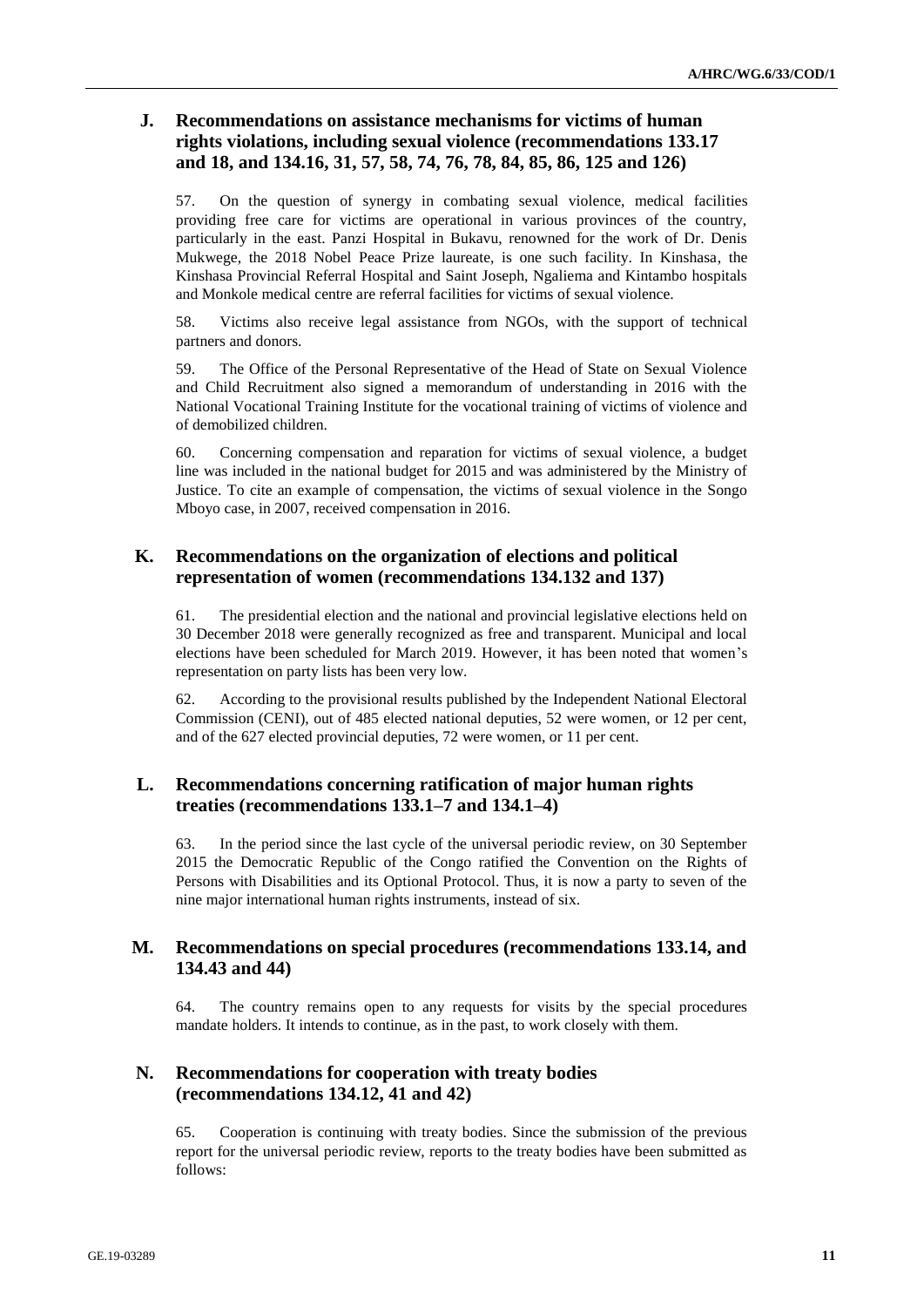## J. Recommendations on assistance mechanisms for victims of human rights violations, including sexual violence (recommendations 133.17 and 18, and 134.16, 31, 57, 58, 74, 76, 78, 84, 85, 86, 125 and 126)

57. On the question of synergy in combating sexual violence, medical facilities providing free care for victims are operational in various provinces of the country, particularly in the east. Panzi Hospital in Bukavu, renowned for the work of Dr. Denis Mukwege, the 2018 Nobel Peace Prize laureate, is one such facility. In Kinshasa, the Kinshasa Provincial Referral Hospital and Saint Joseph, Ngaliema and Kintambo hospitals and Monkole medical centre are referral facilities for victims of sexual violence.

58. Victims also receive legal assistance from NGOs, with the support of technical partners and donors.

59. The Office of the Personal Representative of the Head of State on Sexual Violence and Child Recruitment also signed a memorandum of understanding in 2016 with the National Vocational Training Institute for the vocational training of victims of violence and of demobilized children.

60. Concerning compensation and reparation for victims of sexual violence, a budget line was included in the national budget for 2015 and was administered by the Ministry of Justice. To cite an example of compensation, the victims of sexual violence in the Songo Mboyo case, in 2007, received compensation in 2016.

## K. Recommendations on the organization of elections and political representation of women (recommendations 134.132 and 137)

61. The presidential election and the national and provincial legislative elections held on 30 December 2018 were generally recognized as free and transparent. Municipal and local elections have been scheduled for March 2019. However, it has been noted that women's representation on party lists has been very low.

62. According to the provisional results published by the Independent National Electoral Commission (CENI), out of 485 elected national deputies, 52 were women, or 12 per cent, and of the 627 elected provincial deputies, 72 were women, or 11 per cent.

## L. Recommendations concerning ratification of major human rights treaties (recommendations 133.1–7 and 134.1–4)

63. In the period since the last cycle of the universal periodic review, on 30 September 2015 the Democratic Republic of the Congo ratified the Convention on the Rights of Persons with Disabilities and its Optional Protocol. Thus, it is now a party to seven of the nine major international human rights instruments, instead of six.

## M. Recommendations on special procedures (recommendations 133.14, and 134.43 and 44)

64. The country remains open to any requests for visits by the special procedures mandate holders. It intends to continue, as in the past, to work closely with them.

## N. Recommendations for cooperation with treaty bodies (recommendations 134.12, 41 and 42)

65. Cooperation is continuing with treaty bodies. Since the submission of the previous report for the universal periodic review, reports to the treaty bodies have been submitted as follows: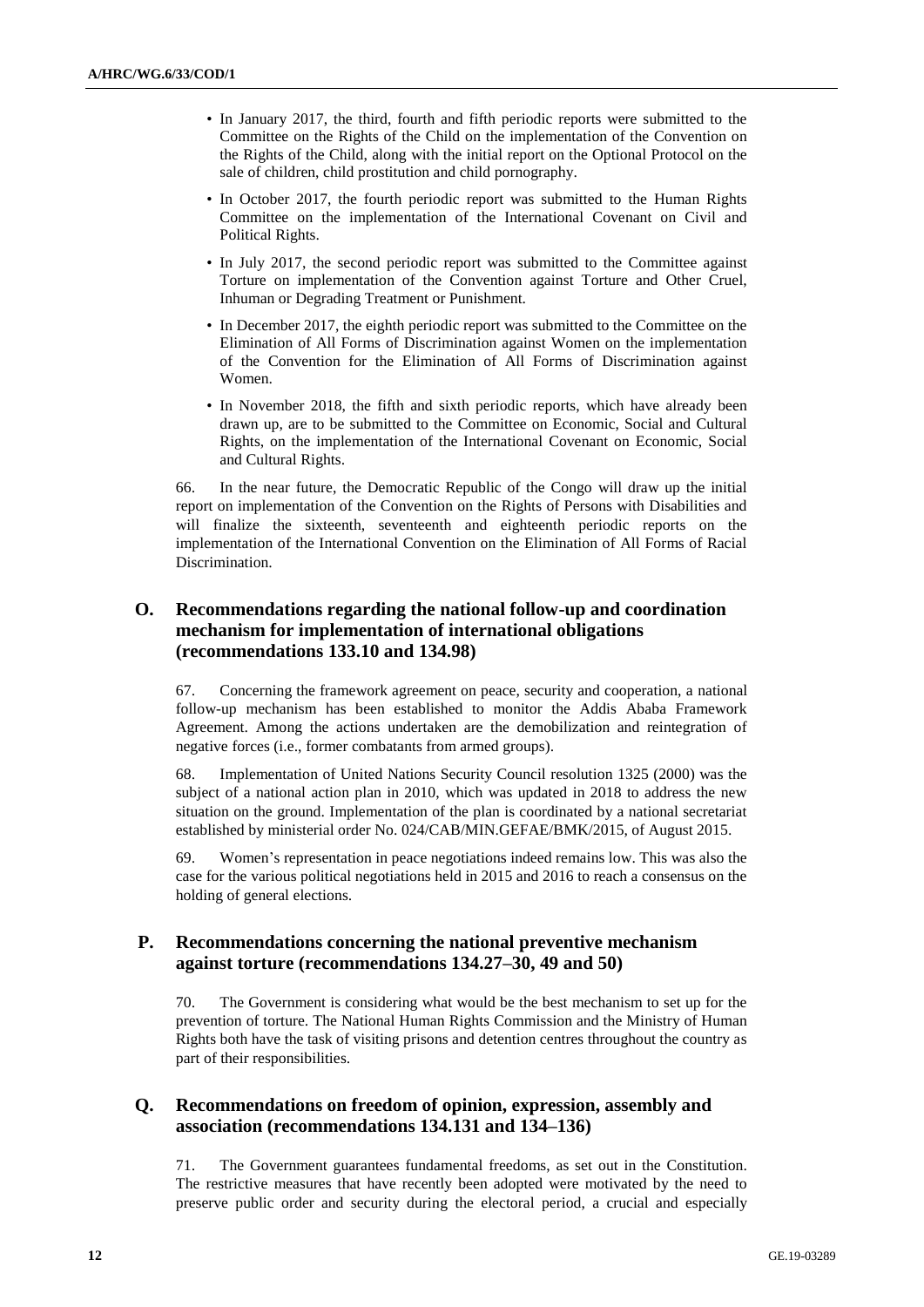- In January 2017, the third, fourth and fifth periodic reports were submitted to the Committee on the Rights of the Child on the implementation of the Convention on the Rights of the Child, along with the initial report on the Optional Protocol on the sale of children, child prostitution and child pornography.
- In October 2017, the fourth periodic report was submitted to the Human Rights Committee on the implementation of the International Covenant on Civil and Political Rights.
- In July 2017, the second periodic report was submitted to the Committee against Torture on implementation of the Convention against Torture and Other Cruel, Inhuman or Degrading Treatment or Punishment.
- In December 2017, the eighth periodic report was submitted to the Committee on the Elimination of All Forms of Discrimination against Women on the implementation of the Convention for the Elimination of All Forms of Discrimination against Women.
- In November 2018, the fifth and sixth periodic reports, which have already been drawn up, are to be submitted to the Committee on Economic, Social and Cultural Rights, on the implementation of the International Covenant on Economic, Social and Cultural Rights.

66. In the near future, the Democratic Republic of the Congo will draw up the initial report on implementation of the Convention on the Rights of Persons with Disabilities and will finalize the sixteenth, seventeenth and eighteenth periodic reports on the implementation of the International Convention on the Elimination of All Forms of Racial Discrimination.

## O. Recommendations regarding the national follow-up and coordination mechanism for implementation of international obligations (recommendations 133.10 and 134.98)

67. Concerning the framework agreement on peace, security and cooperation, a national follow-up mechanism has been established to monitor the Addis Ababa Framework Agreement. Among the actions undertaken are the demobilization and reintegration of negative forces (i.e., former combatants from armed groups).

68. Implementation of United Nations Security Council resolution 1325 (2000) was the subject of a national action plan in 2010, which was updated in 2018 to address the new situation on the ground. Implementation of the plan is coordinated by a national secretariat established by ministerial order No. 024/CAB/MIN.GEFAE/BMK/2015, of August 2015.

69. Women's representation in peace negotiations indeed remains low. This was also the case for the various political negotiations held in 2015 and 2016 to reach a consensus on the holding of general elections.

## P. Recommendations concerning the national preventive mechanism against torture (recommendations 134.27–30, 49 and 50)

70. The Government is considering what would be the best mechanism to set up for the prevention of torture. The National Human Rights Commission and the Ministry of Human Rights both have the task of visiting prisons and detention centres throughout the country as part of their responsibilities.

## Q. Recommendations on freedom of opinion, expression, assembly and association (recommendations 134.131 and 134–136)

71. The Government guarantees fundamental freedoms, as set out in the Constitution. The restrictive measures that have recently been adopted were motivated by the need to preserve public order and security during the electoral period, a crucial and especially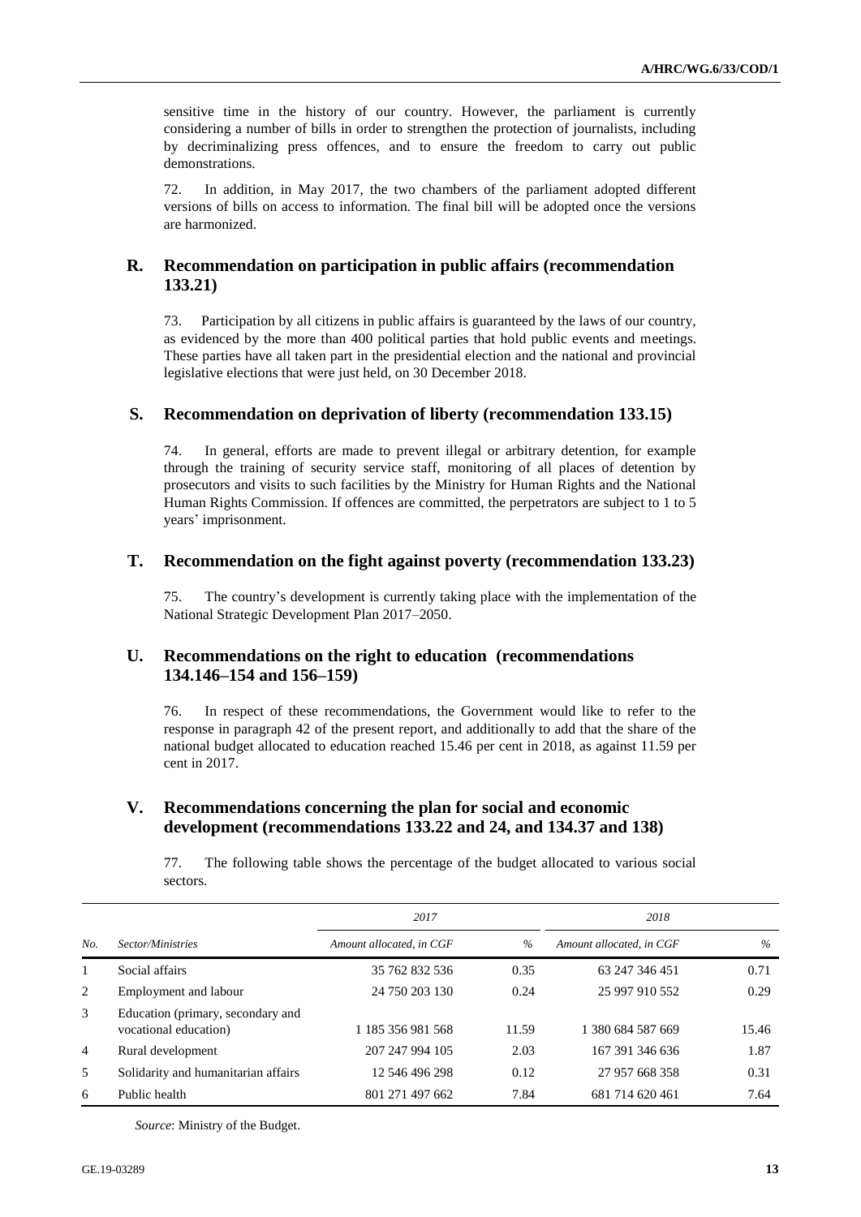sensitive time in the history of our country. However, the parliament is currently considering a number of bills in order to strengthen the protection of journalists, including by decriminalizing press offences, and to ensure the freedom to carry out public demonstrations.

72. In addition, in May 2017, the two chambers of the parliament adopted different versions of bills on access to information. The final bill will be adopted once the versions are harmonized.

## R. Recommendation on participation in public affairs (recommendation 133.21)

73. Participation by all citizens in public affairs is guaranteed by the laws of our country, as evidenced by the more than 400 political parties that hold public events and meetings. These parties have all taken part in the presidential election and the national and provincial legislative elections that were just held, on 30 December 2018.

## S. Recommendation on deprivation of liberty (recommendation 133.15)

74. In general, efforts are made to prevent illegal or arbitrary detention, for example through the training of security service staff, monitoring of all places of detention by prosecutors and visits to such facilities by the Ministry for Human Rights and the National Human Rights Commission. If offences are committed, the perpetrators are subject to 1 to 5 years' imprisonment.

## T. Recommendation on the fight against poverty (recommendation 133.23)

75. The country's development is currently taking place with the implementation of the National Strategic Development Plan 2017–2050.

## U. Recommendations on the right to education (recommendations 134.146–154 and 156–159)

76. In respect of these recommendations, the Government would like to refer to the response in paragraph 42 of the present report, and additionally to add that the share of the national budget allocated to education reached 15.46 per cent in 2018, as against 11.59 per cent in 2017.

## V. Recommendations concerning the plan for social and economic development (recommendations 133.22 and 24, and 134.37 and 138)

77. The following table shows the percentage of the budget allocated to various social sectors.

| | | *2017* | | *2018* | |
|---|---|---|---|---|---|
| *No.* | *Sector/Ministries* | *Amount allocated, in CGF* | *%* | *Amount allocated, in CGF* | *%* |
| 1 | Social affairs | 35 762 832 536 | 0.35 | 63 247 346 451 | 0.71 |
| 2 | Employment and labour | 24 750 203 130 | 0.24 | 25 997 910 552 | 0.29 |
| 3 | Education (primary, secondary and vocational education) | 1 185 356 981 568 | 11.59 | 1 380 684 587 669 | 15.46 |
| 4 | Rural development | 207 247 994 105 | 2.03 | 167 391 346 636 | 1.87 |
| 5 | Solidarity and humanitarian affairs | 12 546 496 298 | 0.12 | 27 957 668 358 | 0.31 |
| 6 | Public health | 801 271 497 662 | 7.84 | 681 714 620 461 | 7.64 |

*Source*: Ministry of the Budget.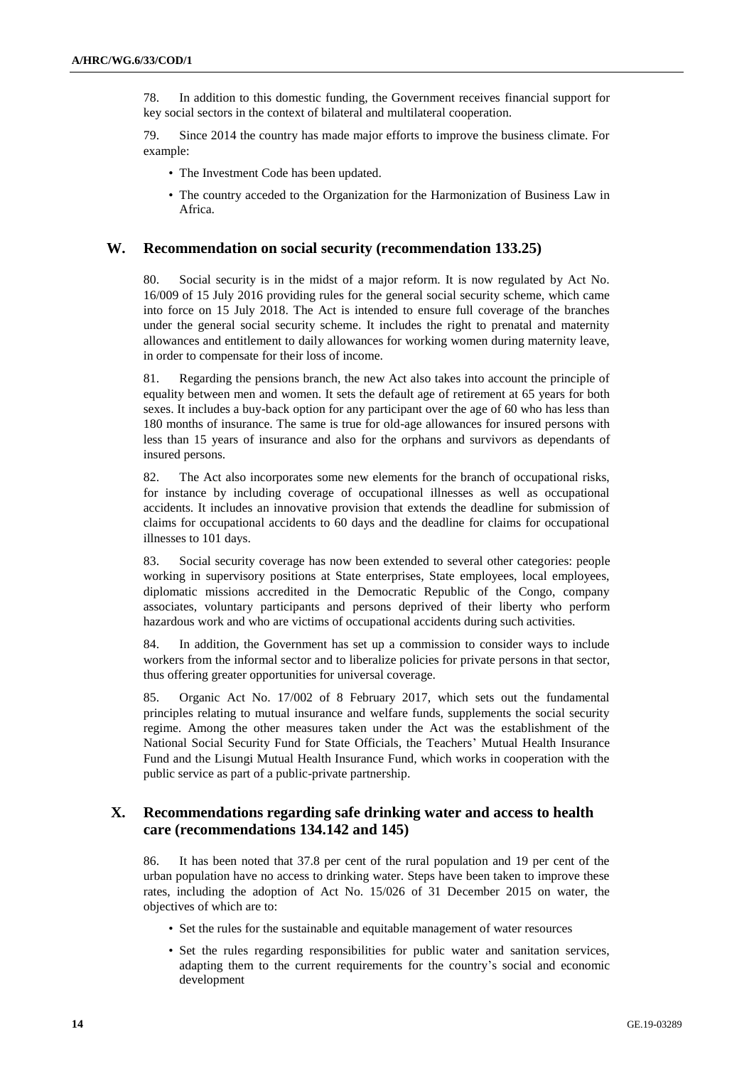78. In addition to this domestic funding, the Government receives financial support for key social sectors in the context of bilateral and multilateral cooperation.

79. Since 2014 the country has made major efforts to improve the business climate. For example:

- The Investment Code has been updated.
- The country acceded to the Organization for the Harmonization of Business Law in Africa.

## W. Recommendation on social security (recommendation 133.25)

80. Social security is in the midst of a major reform. It is now regulated by Act No. 16/009 of 15 July 2016 providing rules for the general social security scheme, which came into force on 15 July 2018. The Act is intended to ensure full coverage of the branches under the general social security scheme. It includes the right to prenatal and maternity allowances and entitlement to daily allowances for working women during maternity leave, in order to compensate for their loss of income.

81. Regarding the pensions branch, the new Act also takes into account the principle of equality between men and women. It sets the default age of retirement at 65 years for both sexes. It includes a buy-back option for any participant over the age of 60 who has less than 180 months of insurance. The same is true for old-age allowances for insured persons with less than 15 years of insurance and also for the orphans and survivors as dependants of insured persons.

82. The Act also incorporates some new elements for the branch of occupational risks, for instance by including coverage of occupational illnesses as well as occupational accidents. It includes an innovative provision that extends the deadline for submission of claims for occupational accidents to 60 days and the deadline for claims for occupational illnesses to 101 days.

83. Social security coverage has now been extended to several other categories: people working in supervisory positions at State enterprises, State employees, local employees, diplomatic missions accredited in the Democratic Republic of the Congo, company associates, voluntary participants and persons deprived of their liberty who perform hazardous work and who are victims of occupational accidents during such activities.

84. In addition, the Government has set up a commission to consider ways to include workers from the informal sector and to liberalize policies for private persons in that sector, thus offering greater opportunities for universal coverage.

85. Organic Act No. 17/002 of 8 February 2017, which sets out the fundamental principles relating to mutual insurance and welfare funds, supplements the social security regime. Among the other measures taken under the Act was the establishment of the National Social Security Fund for State Officials, the Teachers' Mutual Health Insurance Fund and the Lisungi Mutual Health Insurance Fund, which works in cooperation with the public service as part of a public-private partnership.

## X. Recommendations regarding safe drinking water and access to health care (recommendations 134.142 and 145)

86. It has been noted that 37.8 per cent of the rural population and 19 per cent of the urban population have no access to drinking water. Steps have been taken to improve these rates, including the adoption of Act No. 15/026 of 31 December 2015 on water, the objectives of which are to:

- Set the rules for the sustainable and equitable management of water resources
- Set the rules regarding responsibilities for public water and sanitation services, adapting them to the current requirements for the country's social and economic development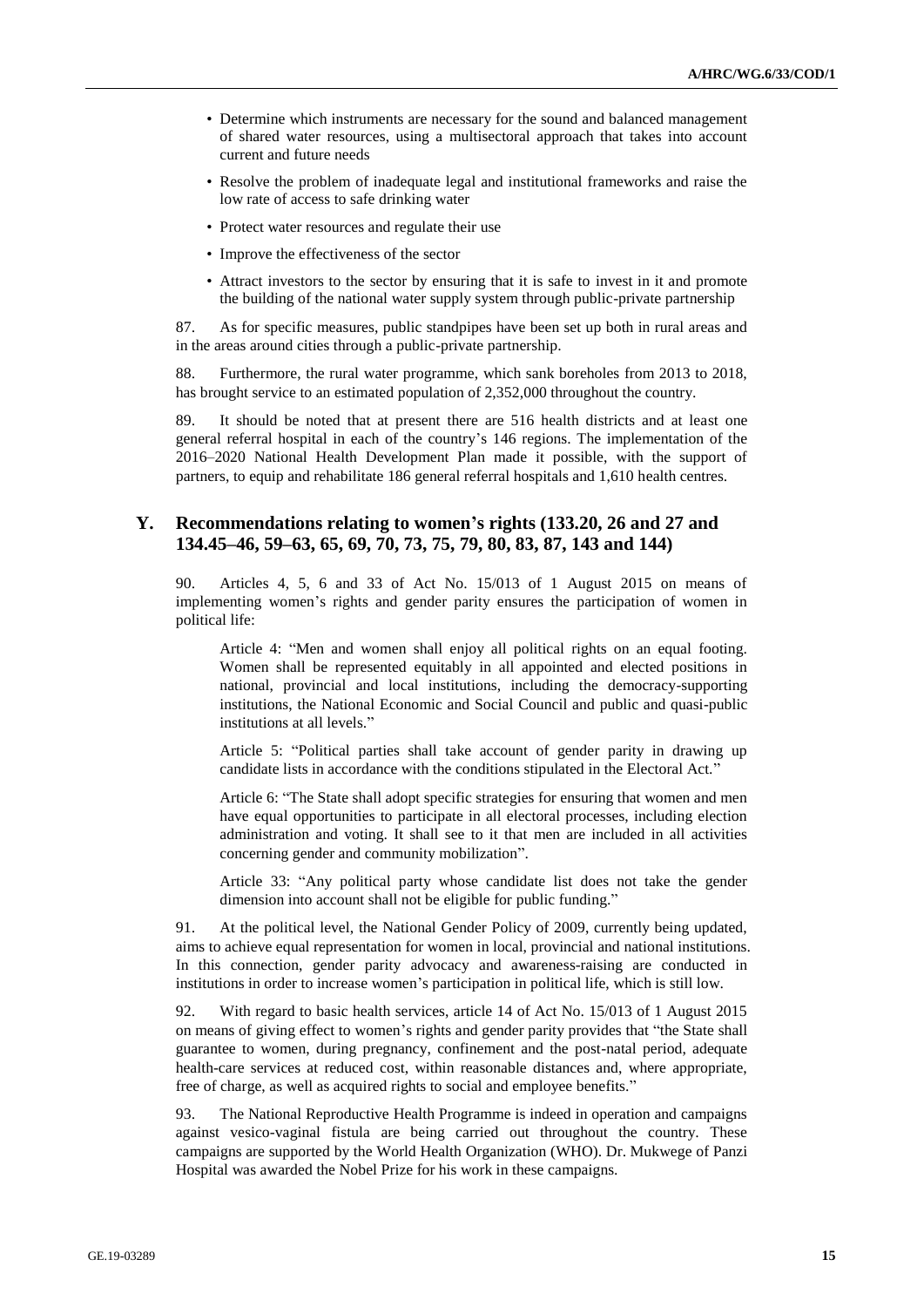- Determine which instruments are necessary for the sound and balanced management of shared water resources, using a multisectoral approach that takes into account current and future needs
- Resolve the problem of inadequate legal and institutional frameworks and raise the low rate of access to safe drinking water
- Protect water resources and regulate their use
- Improve the effectiveness of the sector
- Attract investors to the sector by ensuring that it is safe to invest in it and promote the building of the national water supply system through public-private partnership

87. As for specific measures, public standpipes have been set up both in rural areas and in the areas around cities through a public-private partnership.

88. Furthermore, the rural water programme, which sank boreholes from 2013 to 2018, has brought service to an estimated population of 2,352,000 throughout the country.

89. It should be noted that at present there are 516 health districts and at least one general referral hospital in each of the country's 146 regions. The implementation of the 2016–2020 National Health Development Plan made it possible, with the support of partners, to equip and rehabilitate 186 general referral hospitals and 1,610 health centres.

## Y. Recommendations relating to women's rights (133.20, 26 and 27 and 134.45–46, 59–63, 65, 69, 70, 73, 75, 79, 80, 83, 87, 143 and 144)

90. Articles 4, 5, 6 and 33 of Act No. 15/013 of 1 August 2015 on means of implementing women's rights and gender parity ensures the participation of women in political life:

> Article 4: "Men and women shall enjoy all political rights on an equal footing. Women shall be represented equitably in all appointed and elected positions in national, provincial and local institutions, including the democracy-supporting institutions, the National Economic and Social Council and public and quasi-public institutions at all levels."
>
> Article 5: "Political parties shall take account of gender parity in drawing up candidate lists in accordance with the conditions stipulated in the Electoral Act."
>
> Article 6: "The State shall adopt specific strategies for ensuring that women and men have equal opportunities to participate in all electoral processes, including election administration and voting. It shall see to it that men are included in all activities concerning gender and community mobilization".
>
> Article 33: "Any political party whose candidate list does not take the gender dimension into account shall not be eligible for public funding."

91. At the political level, the National Gender Policy of 2009, currently being updated, aims to achieve equal representation for women in local, provincial and national institutions. In this connection, gender parity advocacy and awareness-raising are conducted in institutions in order to increase women's participation in political life, which is still low.

92. With regard to basic health services, article 14 of Act No. 15/013 of 1 August 2015 on means of giving effect to women's rights and gender parity provides that "the State shall guarantee to women, during pregnancy, confinement and the post-natal period, adequate health-care services at reduced cost, within reasonable distances and, where appropriate, free of charge, as well as acquired rights to social and employee benefits."

93. The National Reproductive Health Programme is indeed in operation and campaigns against vesico-vaginal fistula are being carried out throughout the country. These campaigns are supported by the World Health Organization (WHO). Dr. Mukwege of Panzi Hospital was awarded the Nobel Prize for his work in these campaigns.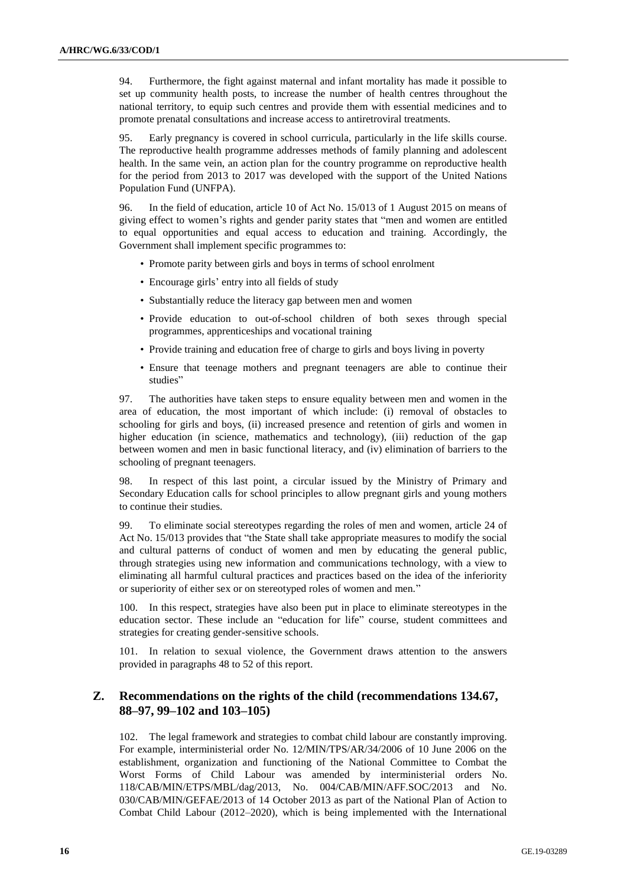94. Furthermore, the fight against maternal and infant mortality has made it possible to set up community health posts, to increase the number of health centres throughout the national territory, to equip such centres and provide them with essential medicines and to promote prenatal consultations and increase access to antiretroviral treatments.

95. Early pregnancy is covered in school curricula, particularly in the life skills course. The reproductive health programme addresses methods of family planning and adolescent health. In the same vein, an action plan for the country programme on reproductive health for the period from 2013 to 2017 was developed with the support of the United Nations Population Fund (UNFPA).

96. In the field of education, article 10 of Act No. 15/013 of 1 August 2015 on means of giving effect to women's rights and gender parity states that "men and women are entitled to equal opportunities and equal access to education and training. Accordingly, the Government shall implement specific programmes to:

- Promote parity between girls and boys in terms of school enrolment
- Encourage girls' entry into all fields of study
- Substantially reduce the literacy gap between men and women
- Provide education to out-of-school children of both sexes through special programmes, apprenticeships and vocational training
- Provide training and education free of charge to girls and boys living in poverty
- Ensure that teenage mothers and pregnant teenagers are able to continue their studies"

97. The authorities have taken steps to ensure equality between men and women in the area of education, the most important of which include: (i) removal of obstacles to schooling for girls and boys, (ii) increased presence and retention of girls and women in higher education (in science, mathematics and technology), (iii) reduction of the gap between women and men in basic functional literacy, and (iv) elimination of barriers to the schooling of pregnant teenagers.

98. In respect of this last point, a circular issued by the Ministry of Primary and Secondary Education calls for school principles to allow pregnant girls and young mothers to continue their studies.

99. To eliminate social stereotypes regarding the roles of men and women, article 24 of Act No. 15/013 provides that "the State shall take appropriate measures to modify the social and cultural patterns of conduct of women and men by educating the general public, through strategies using new information and communications technology, with a view to eliminating all harmful cultural practices and practices based on the idea of the inferiority or superiority of either sex or on stereotyped roles of women and men."

100. In this respect, strategies have also been put in place to eliminate stereotypes in the education sector. These include an "education for life" course, student committees and strategies for creating gender-sensitive schools.

101. In relation to sexual violence, the Government draws attention to the answers provided in paragraphs 48 to 52 of this report.

## Z. Recommendations on the rights of the child (recommendations 134.67, 88–97, 99–102 and 103–105)

102. The legal framework and strategies to combat child labour are constantly improving. For example, interministerial order No. 12/MIN/TPS/AR/34/2006 of 10 June 2006 on the establishment, organization and functioning of the National Committee to Combat the Worst Forms of Child Labour was amended by interministerial orders No. 118/CAB/MIN/ETPS/MBL/dag/2013, No. 004/CAB/MIN/AFF.SOC/2013 and No. 030/CAB/MIN/GEFAE/2013 of 14 October 2013 as part of the National Plan of Action to Combat Child Labour (2012–2020), which is being implemented with the International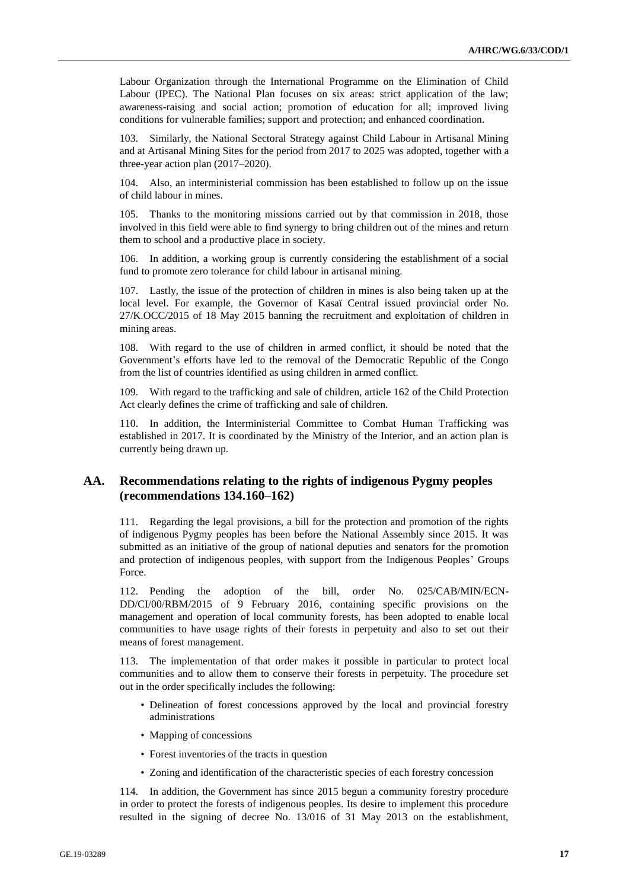Labour Organization through the International Programme on the Elimination of Child Labour (IPEC). The National Plan focuses on six areas: strict application of the law; awareness-raising and social action; promotion of education for all; improved living conditions for vulnerable families; support and protection; and enhanced coordination.

103. Similarly, the National Sectoral Strategy against Child Labour in Artisanal Mining and at Artisanal Mining Sites for the period from 2017 to 2025 was adopted, together with a three-year action plan (2017–2020).

104. Also, an interministerial commission has been established to follow up on the issue of child labour in mines.

105. Thanks to the monitoring missions carried out by that commission in 2018, those involved in this field were able to find synergy to bring children out of the mines and return them to school and a productive place in society.

106. In addition, a working group is currently considering the establishment of a social fund to promote zero tolerance for child labour in artisanal mining.

107. Lastly, the issue of the protection of children in mines is also being taken up at the local level. For example, the Governor of Kasaï Central issued provincial order No. 27/K.OCC/2015 of 18 May 2015 banning the recruitment and exploitation of children in mining areas.

108. With regard to the use of children in armed conflict, it should be noted that the Government's efforts have led to the removal of the Democratic Republic of the Congo from the list of countries identified as using children in armed conflict.

109. With regard to the trafficking and sale of children, article 162 of the Child Protection Act clearly defines the crime of trafficking and sale of children.

110. In addition, the Interministerial Committee to Combat Human Trafficking was established in 2017. It is coordinated by the Ministry of the Interior, and an action plan is currently being drawn up.

## AA. Recommendations relating to the rights of indigenous Pygmy peoples (recommendations 134.160–162)

111. Regarding the legal provisions, a bill for the protection and promotion of the rights of indigenous Pygmy peoples has been before the National Assembly since 2015. It was submitted as an initiative of the group of national deputies and senators for the promotion and protection of indigenous peoples, with support from the Indigenous Peoples' Groups Force.

112. Pending the adoption of the bill, order No. 025/CAB/MIN/ECN-DD/CI/00/RBM/2015 of 9 February 2016, containing specific provisions on the management and operation of local community forests, has been adopted to enable local communities to have usage rights of their forests in perpetuity and also to set out their means of forest management.

113. The implementation of that order makes it possible in particular to protect local communities and to allow them to conserve their forests in perpetuity. The procedure set out in the order specifically includes the following:

- Delineation of forest concessions approved by the local and provincial forestry administrations
- Mapping of concessions
- Forest inventories of the tracts in question
- Zoning and identification of the characteristic species of each forestry concession

114. In addition, the Government has since 2015 begun a community forestry procedure in order to protect the forests of indigenous peoples. Its desire to implement this procedure resulted in the signing of decree No. 13/016 of 31 May 2013 on the establishment,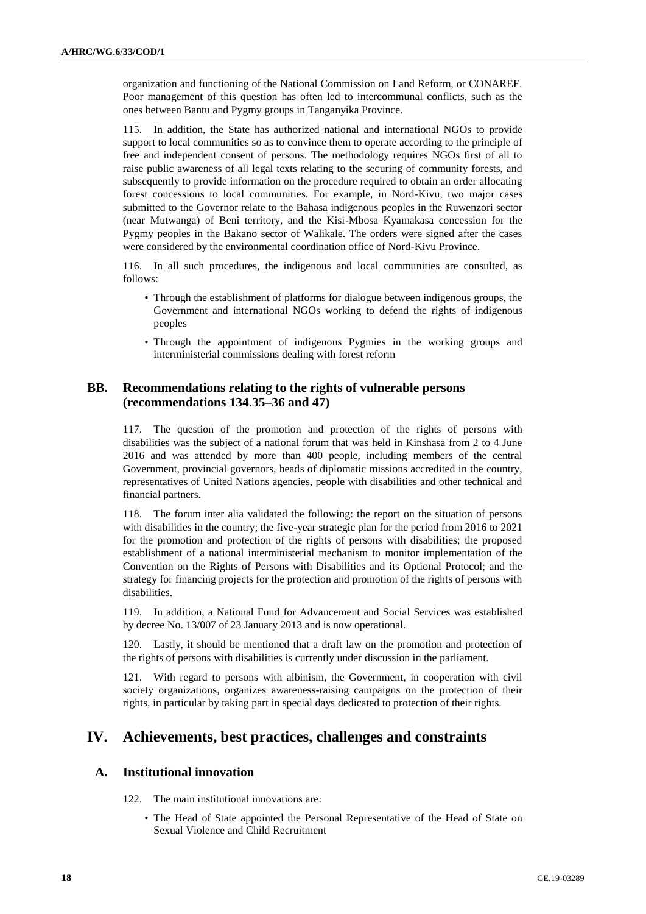organization and functioning of the National Commission on Land Reform, or CONAREF. Poor management of this question has often led to intercommunal conflicts, such as the ones between Bantu and Pygmy groups in Tanganyika Province.

115. In addition, the State has authorized national and international NGOs to provide support to local communities so as to convince them to operate according to the principle of free and independent consent of persons. The methodology requires NGOs first of all to raise public awareness of all legal texts relating to the securing of community forests, and subsequently to provide information on the procedure required to obtain an order allocating forest concessions to local communities. For example, in Nord-Kivu, two major cases submitted to the Governor relate to the Bahasa indigenous peoples in the Ruwenzori sector (near Mutwanga) of Beni territory, and the Kisi-Mbosa Kyamakasa concession for the Pygmy peoples in the Bakano sector of Walikale. The orders were signed after the cases were considered by the environmental coordination office of Nord-Kivu Province.

116. In all such procedures, the indigenous and local communities are consulted, as follows:

- Through the establishment of platforms for dialogue between indigenous groups, the Government and international NGOs working to defend the rights of indigenous peoples
- Through the appointment of indigenous Pygmies in the working groups and interministerial commissions dealing with forest reform

### BB. Recommendations relating to the rights of vulnerable persons (recommendations 134.35–36 and 47)

117. The question of the promotion and protection of the rights of persons with disabilities was the subject of a national forum that was held in Kinshasa from 2 to 4 June 2016 and was attended by more than 400 people, including members of the central Government, provincial governors, heads of diplomatic missions accredited in the country, representatives of United Nations agencies, people with disabilities and other technical and financial partners.

118. The forum inter alia validated the following: the report on the situation of persons with disabilities in the country; the five-year strategic plan for the period from 2016 to 2021 for the promotion and protection of the rights of persons with disabilities; the proposed establishment of a national interministerial mechanism to monitor implementation of the Convention on the Rights of Persons with Disabilities and its Optional Protocol; and the strategy for financing projects for the protection and promotion of the rights of persons with disabilities.

119. In addition, a National Fund for Advancement and Social Services was established by decree No. 13/007 of 23 January 2013 and is now operational.

120. Lastly, it should be mentioned that a draft law on the promotion and protection of the rights of persons with disabilities is currently under discussion in the parliament.

121. With regard to persons with albinism, the Government, in cooperation with civil society organizations, organizes awareness-raising campaigns on the protection of their rights, in particular by taking part in special days dedicated to protection of their rights.

## IV. Achievements, best practices, challenges and constraints

### A. Institutional innovation

122. The main institutional innovations are:

- The Head of State appointed the Personal Representative of the Head of State on Sexual Violence and Child Recruitment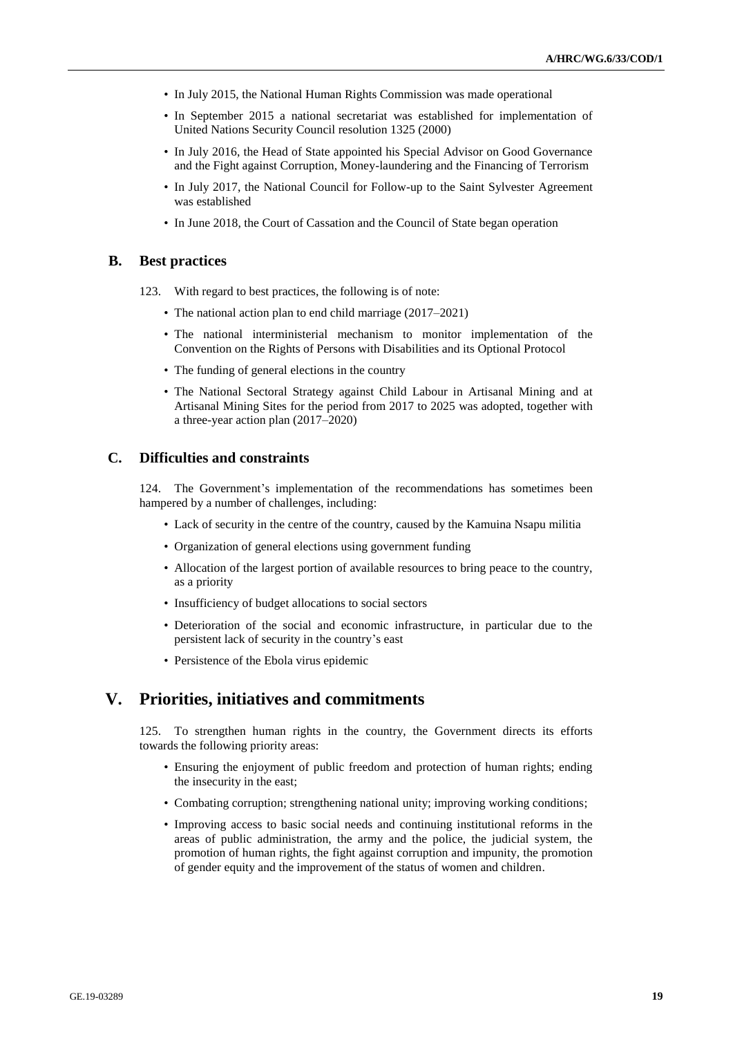- In July 2015, the National Human Rights Commission was made operational
- In September 2015 a national secretariat was established for implementation of United Nations Security Council resolution 1325 (2000)
- In July 2016, the Head of State appointed his Special Advisor on Good Governance and the Fight against Corruption, Money-laundering and the Financing of Terrorism
- In July 2017, the National Council for Follow-up to the Saint Sylvester Agreement was established
- In June 2018, the Court of Cassation and the Council of State began operation

## B. Best practices

123. With regard to best practices, the following is of note:

- The national action plan to end child marriage (2017–2021)
- The national interministerial mechanism to monitor implementation of the Convention on the Rights of Persons with Disabilities and its Optional Protocol
- The funding of general elections in the country
- The National Sectoral Strategy against Child Labour in Artisanal Mining and at Artisanal Mining Sites for the period from 2017 to 2025 was adopted, together with a three-year action plan (2017–2020)

## C. Difficulties and constraints

124. The Government's implementation of the recommendations has sometimes been hampered by a number of challenges, including:

- Lack of security in the centre of the country, caused by the Kamuina Nsapu militia
- Organization of general elections using government funding
- Allocation of the largest portion of available resources to bring peace to the country, as a priority
- Insufficiency of budget allocations to social sectors
- Deterioration of the social and economic infrastructure, in particular due to the persistent lack of security in the country's east
- Persistence of the Ebola virus epidemic

# V. Priorities, initiatives and commitments

125. To strengthen human rights in the country, the Government directs its efforts towards the following priority areas:

- Ensuring the enjoyment of public freedom and protection of human rights; ending the insecurity in the east;
- Combating corruption; strengthening national unity; improving working conditions;
- Improving access to basic social needs and continuing institutional reforms in the areas of public administration, the army and the police, the judicial system, the promotion of human rights, the fight against corruption and impunity, the promotion of gender equity and the improvement of the status of women and children.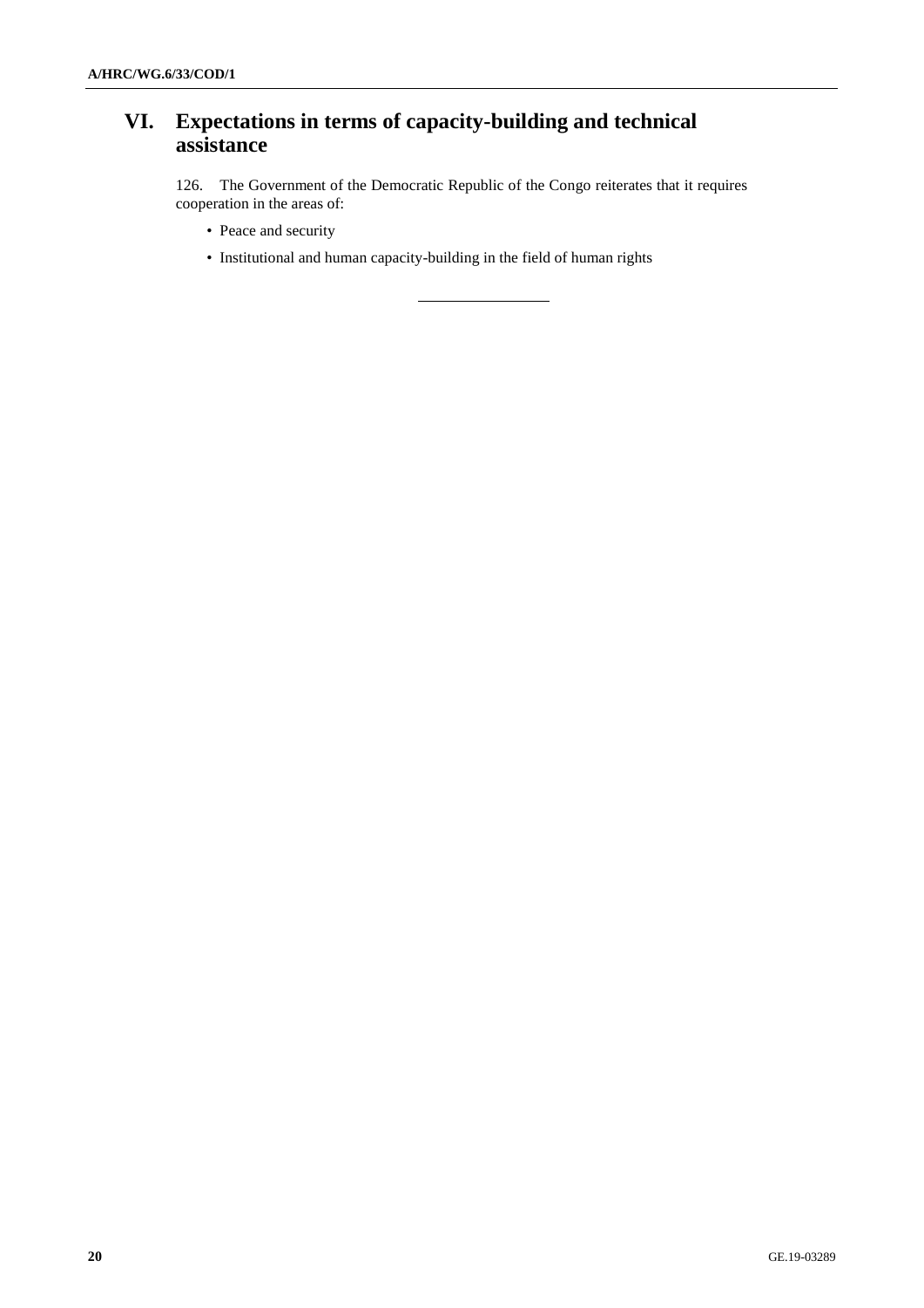# VI. Expectations in terms of capacity-building and technical assistance

126. The Government of the Democratic Republic of the Congo reiterates that it requires cooperation in the areas of:

- Peace and security
- Institutional and human capacity-building in the field of human rights